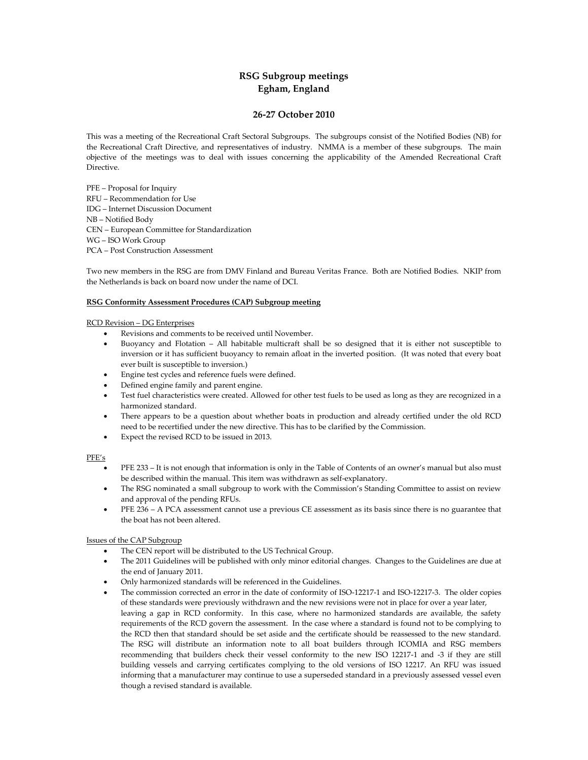# RSG Subgroup meetings
# Egham, England

## 26-27 October 2010

This was a meeting of the Recreational Craft Sectoral Subgroups. The subgroups consist of the Notified Bodies (NB) for the Recreational Craft Directive, and representatives of industry. NMMA is a member of these subgroups. The main objective of the meetings was to deal with issues concerning the applicability of the Amended Recreational Craft Directive.

PFE – Proposal for Inquiry
RFU – Recommendation for Use
IDG – Internet Discussion Document
NB – Notified Body
CEN – European Committee for Standardization
WG – ISO Work Group
PCA – Post Construction Assessment

Two new members in the RSG are from DMV Finland and Bureau Veritas France. Both are Notified Bodies. NKIP from the Netherlands is back on board now under the name of DCI.

### RSG Conformity Assessment Procedures (CAP) Subgroup meeting

RCD Revision – DG Enterprises

- Revisions and comments to be received until November.
- Buoyancy and Flotation – All habitable multicraft shall be so designed that it is either not susceptible to inversion or it has sufficient buoyancy to remain afloat in the inverted position. (It was noted that every boat ever built is susceptible to inversion.)
- Engine test cycles and reference fuels were defined.
- Defined engine family and parent engine.
- Test fuel characteristics were created. Allowed for other test fuels to be used as long as they are recognized in a harmonized standard.
- There appears to be a question about whether boats in production and already certified under the old RCD need to be recertified under the new directive. This has to be clarified by the Commission.
- Expect the revised RCD to be issued in 2013.

PFE's

- PFE 233 – It is not enough that information is only in the Table of Contents of an owner's manual but also must be described within the manual. This item was withdrawn as self-explanatory.
- The RSG nominated a small subgroup to work with the Commission's Standing Committee to assist on review and approval of the pending RFUs.
- PFE 236 – A PCA assessment cannot use a previous CE assessment as its basis since there is no guarantee that the boat has not been altered.

Issues of the CAP Subgroup

- The CEN report will be distributed to the US Technical Group.
- The 2011 Guidelines will be published with only minor editorial changes. Changes to the Guidelines are due at the end of January 2011.
- Only harmonized standards will be referenced in the Guidelines.
- The commission corrected an error in the date of conformity of ISO-12217-1 and ISO-12217-3. The older copies of these standards were previously withdrawn and the new revisions were not in place for over a year later, leaving a gap in RCD conformity. In this case, where no harmonized standards are available, the safety requirements of the RCD govern the assessment. In the case where a standard is found not to be complying to the RCD then that standard should be set aside and the certificate should be reassessed to the new standard. The RSG will distribute an information note to all boat builders through ICOMIA and RSG members recommending that builders check their vessel conformity to the new ISO 12217-1 and -3 if they are still building vessels and carrying certificates complying to the old versions of ISO 12217. An RFU was issued informing that a manufacturer may continue to use a superseded standard in a previously assessed vessel even though a revised standard is available.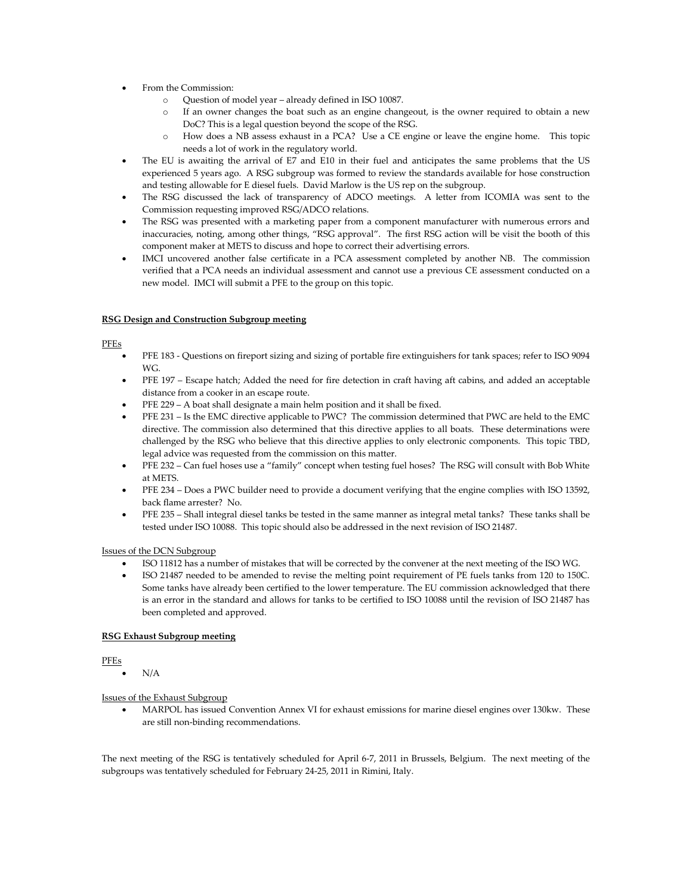- From the Commission:
  - Question of model year – already defined in ISO 10087.
  - If an owner changes the boat such as an engine changeout, is the owner required to obtain a new DoC? This is a legal question beyond the scope of the RSG.
  - How does a NB assess exhaust in a PCA? Use a CE engine or leave the engine home. This topic needs a lot of work in the regulatory world.
- The EU is awaiting the arrival of E7 and E10 in their fuel and anticipates the same problems that the US experienced 5 years ago. A RSG subgroup was formed to review the standards available for hose construction and testing allowable for E diesel fuels. David Marlow is the US rep on the subgroup.
- The RSG discussed the lack of transparency of ADCO meetings. A letter from ICOMIA was sent to the Commission requesting improved RSG/ADCO relations.
- The RSG was presented with a marketing paper from a component manufacturer with numerous errors and inaccuracies, noting, among other things, "RSG approval". The first RSG action will be visit the booth of this component maker at METS to discuss and hope to correct their advertising errors.
- IMCI uncovered another false certificate in a PCA assessment completed by another NB. The commission verified that a PCA needs an individual assessment and cannot use a previous CE assessment conducted on a new model. IMCI will submit a PFE to the group on this topic.

**RSG Design and Construction Subgroup meeting**

PFEs

- PFE 183 - Questions on fireport sizing and sizing of portable fire extinguishers for tank spaces; refer to ISO 9094 WG.
- PFE 197 – Escape hatch; Added the need for fire detection in craft having aft cabins, and added an acceptable distance from a cooker in an escape route.
- PFE 229 – A boat shall designate a main helm position and it shall be fixed.
- PFE 231 – Is the EMC directive applicable to PWC? The commission determined that PWC are held to the EMC directive. The commission also determined that this directive applies to all boats. These determinations were challenged by the RSG who believe that this directive applies to only electronic components. This topic TBD, legal advice was requested from the commission on this matter.
- PFE 232 – Can fuel hoses use a "family" concept when testing fuel hoses? The RSG will consult with Bob White at METS.
- PFE 234 – Does a PWC builder need to provide a document verifying that the engine complies with ISO 13592, back flame arrester? No.
- PFE 235 – Shall integral diesel tanks be tested in the same manner as integral metal tanks? These tanks shall be tested under ISO 10088. This topic should also be addressed in the next revision of ISO 21487.

Issues of the DCN Subgroup

- ISO 11812 has a number of mistakes that will be corrected by the convener at the next meeting of the ISO WG.
- ISO 21487 needed to be amended to revise the melting point requirement of PE fuels tanks from 120 to 150C. Some tanks have already been certified to the lower temperature. The EU commission acknowledged that there is an error in the standard and allows for tanks to be certified to ISO 10088 until the revision of ISO 21487 has been completed and approved.

**RSG Exhaust Subgroup meeting**

PFEs

- N/A

Issues of the Exhaust Subgroup

- MARPOL has issued Convention Annex VI for exhaust emissions for marine diesel engines over 130kw. These are still non-binding recommendations.

The next meeting of the RSG is tentatively scheduled for April 6-7, 2011 in Brussels, Belgium. The next meeting of the subgroups was tentatively scheduled for February 24-25, 2011 in Rimini, Italy.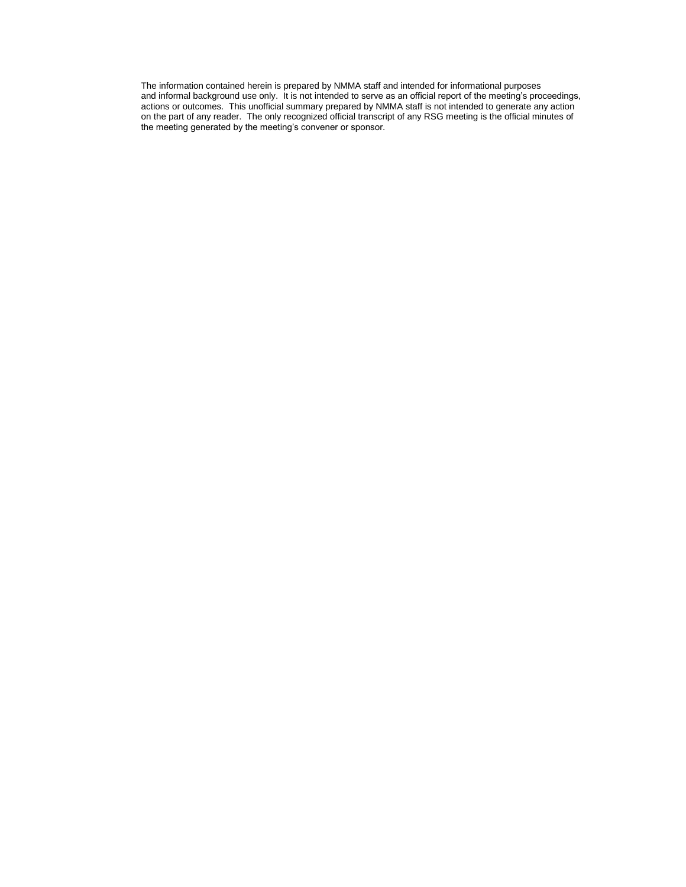The information contained herein is prepared by NMMA staff and intended for informational purposes and informal background use only. It is not intended to serve as an official report of the meeting's proceedings, actions or outcomes. This unofficial summary prepared by NMMA staff is not intended to generate any action on the part of any reader. The only recognized official transcript of any RSG meeting is the official minutes of the meeting generated by the meeting's convener or sponsor.